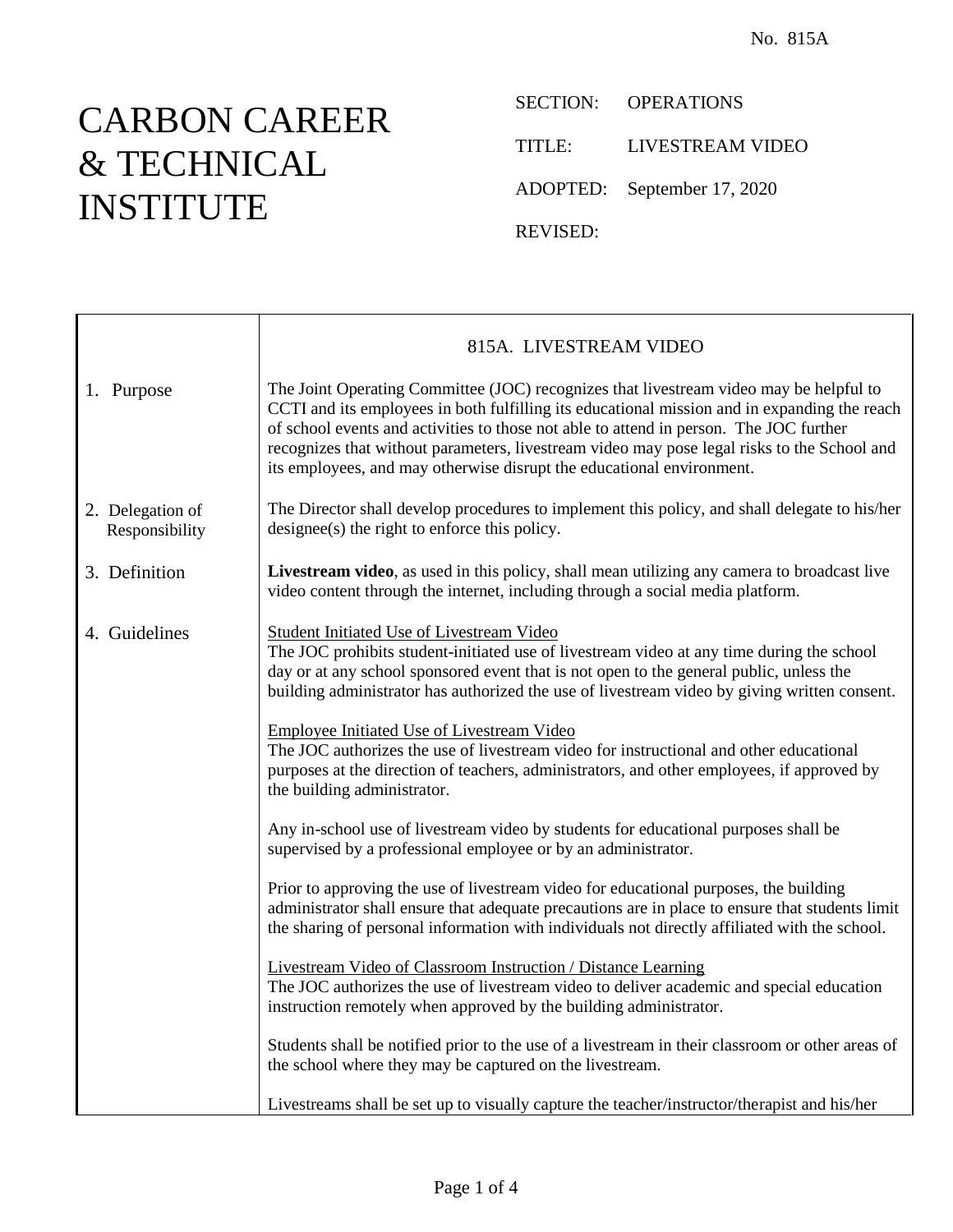No. 815A

# CARBON CAREER & TECHNICAL INSTITUTE

SECTION: OPERATIONS

TITLE: LIVESTREAM VIDEO

ADOPTED: September 17, 2020

REVISED:

## 815A. LIVESTREAM VIDEO

### 1. Purpose

The Joint Operating Committee (JOC) recognizes that livestream video may be helpful to CCTI and its employees in both fulfilling its educational mission and in expanding the reach of school events and activities to those not able to attend in person. The JOC further recognizes that without parameters, livestream video may pose legal risks to the School and its employees, and may otherwise disrupt the educational environment.

### 2. Delegation of Responsibility

The Director shall develop procedures to implement this policy, and shall delegate to his/her designee(s) the right to enforce this policy.

### 3. Definition

**Livestream video**, as used in this policy, shall mean utilizing any camera to broadcast live video content through the internet, including through a social media platform.

### 4. Guidelines

Student Initiated Use of Livestream Video

The JOC prohibits student-initiated use of livestream video at any time during the school day or at any school sponsored event that is not open to the general public, unless the building administrator has authorized the use of livestream video by giving written consent.

Employee Initiated Use of Livestream Video

The JOC authorizes the use of livestream video for instructional and other educational purposes at the direction of teachers, administrators, and other employees, if approved by the building administrator.

Any in-school use of livestream video by students for educational purposes shall be supervised by a professional employee or by an administrator.

Prior to approving the use of livestream video for educational purposes, the building administrator shall ensure that adequate precautions are in place to ensure that students limit the sharing of personal information with individuals not directly affiliated with the school.

Livestream Video of Classroom Instruction / Distance Learning

The JOC authorizes the use of livestream video to deliver academic and special education instruction remotely when approved by the building administrator.

Students shall be notified prior to the use of a livestream in their classroom or other areas of the school where they may be captured on the livestream.

Livestreams shall be set up to visually capture the teacher/instructor/therapist and his/her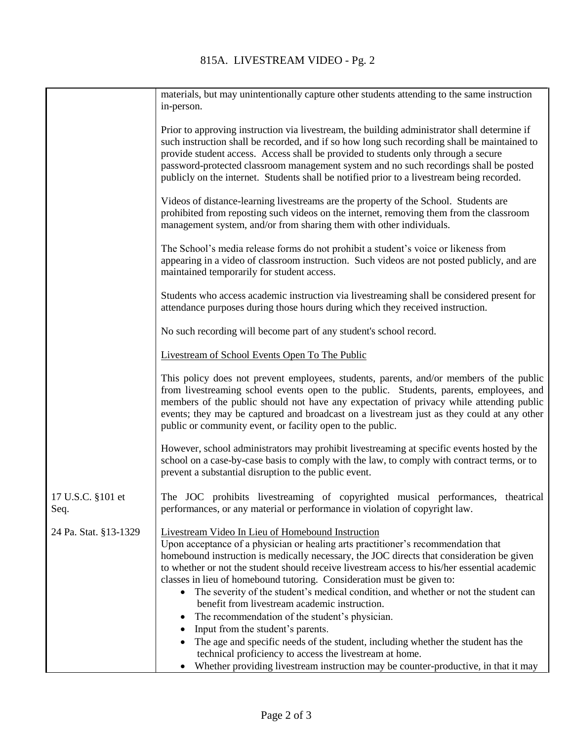| | |
|---|---|
| | materials, but may unintentionally capture other students attending to the same instruction in-person. |
| | Prior to approving instruction via livestream, the building administrator shall determine if such instruction shall be recorded, and if so how long such recording shall be maintained to provide student access. Access shall be provided to students only through a secure password-protected classroom management system and no such recordings shall be posted publicly on the internet. Students shall be notified prior to a livestream being recorded. |
| | Videos of distance-learning livestreams are the property of the School. Students are prohibited from reposting such videos on the internet, removing them from the classroom management system, and/or from sharing them with other individuals. |
| | The School's media release forms do not prohibit a student's voice or likeness from appearing in a video of classroom instruction. Such videos are not posted publicly, and are maintained temporarily for student access. |
| | Students who access academic instruction via livestreaming shall be considered present for attendance purposes during those hours during which they received instruction. |
| | No such recording will become part of any student's school record. |
| | <u>Livestream of School Events Open To The Public</u> |
| | This policy does not prevent employees, students, parents, and/or members of the public from livestreaming school events open to the public. Students, parents, employees, and members of the public should not have any expectation of privacy while attending public events; they may be captured and broadcast on a livestream just as they could at any other public or community event, or facility open to the public. |
| | However, school administrators may prohibit livestreaming at specific events hosted by the school on a case-by-case basis to comply with the law, to comply with contract terms, or to prevent a substantial disruption to the public event. |
| 17 U.S.C. §101 et Seq. | The JOC prohibits livestreaming of copyrighted musical performances, theatrical performances, or any material or performance in violation of copyright law. |
| 24 Pa. Stat. §13-1329 | <u>Livestream Video In Lieu of Homebound Instruction</u><br>Upon acceptance of a physician or healing arts practitioner's recommendation that homebound instruction is medically necessary, the JOC directs that consideration be given to whether or not the student should receive livestream access to his/her essential academic classes in lieu of homebound tutoring. Consideration must be given to:<br>• The severity of the student's medical condition, and whether or not the student can benefit from livestream academic instruction.<br>• The recommendation of the student's physician.<br>• Input from the student's parents.<br>• The age and specific needs of the student, including whether the student has the technical proficiency to access the livestream at home.<br>• Whether providing livestream instruction may be counter-productive, in that it may |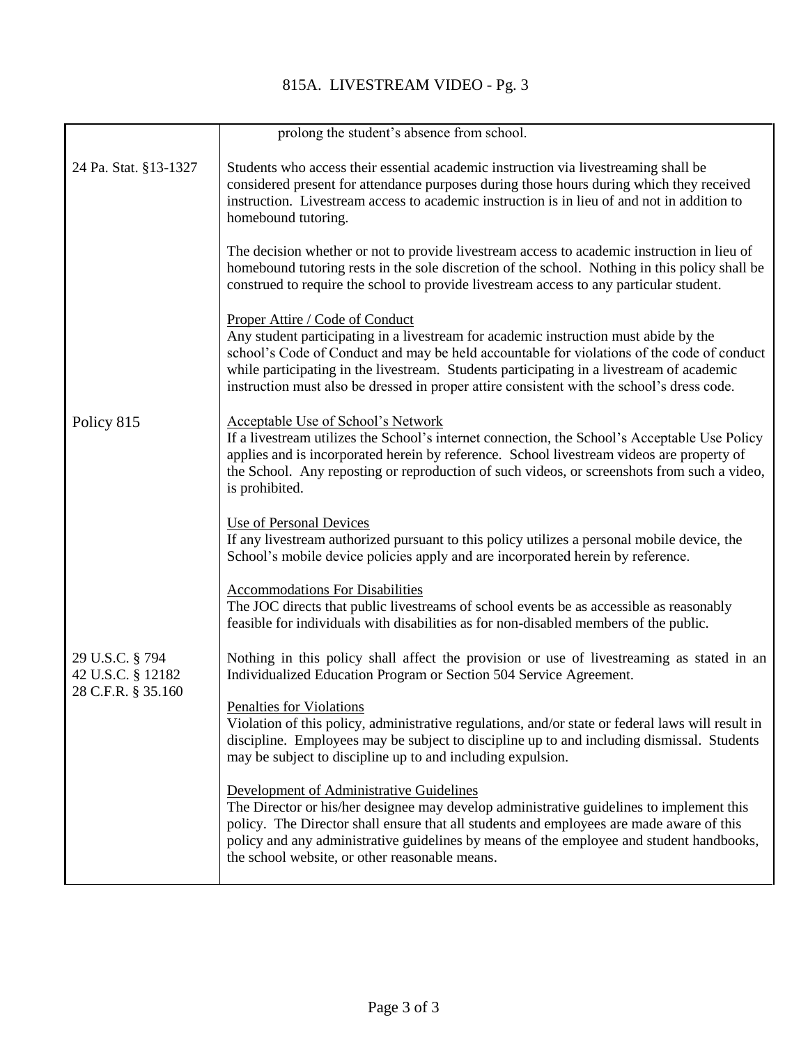prolong the student's absence from school.

24 Pa. Stat. §13-1327

Students who access their essential academic instruction via livestreaming shall be considered present for attendance purposes during those hours during which they received instruction. Livestream access to academic instruction is in lieu of and not in addition to homebound tutoring.

The decision whether or not to provide livestream access to academic instruction in lieu of homebound tutoring rests in the sole discretion of the school. Nothing in this policy shall be construed to require the school to provide livestream access to any particular student.

Proper Attire / Code of Conduct

Any student participating in a livestream for academic instruction must abide by the school's Code of Conduct and may be held accountable for violations of the code of conduct while participating in the livestream. Students participating in a livestream of academic instruction must also be dressed in proper attire consistent with the school's dress code.

Policy 815

Acceptable Use of School's Network

If a livestream utilizes the School's internet connection, the School's Acceptable Use Policy applies and is incorporated herein by reference. School livestream videos are property of the School. Any reposting or reproduction of such videos, or screenshots from such a video, is prohibited.

Use of Personal Devices

If any livestream authorized pursuant to this policy utilizes a personal mobile device, the School's mobile device policies apply and are incorporated herein by reference.

Accommodations For Disabilities

The JOC directs that public livestreams of school events be as accessible as reasonably feasible for individuals with disabilities as for non-disabled members of the public.

29 U.S.C. § 794
42 U.S.C. § 12182
28 C.F.R. § 35.160

Nothing in this policy shall affect the provision or use of livestreaming as stated in an Individualized Education Program or Section 504 Service Agreement.

Penalties for Violations

Violation of this policy, administrative regulations, and/or state or federal laws will result in discipline. Employees may be subject to discipline up to and including dismissal. Students may be subject to discipline up to and including expulsion.

Development of Administrative Guidelines

The Director or his/her designee may develop administrative guidelines to implement this policy. The Director shall ensure that all students and employees are made aware of this policy and any administrative guidelines by means of the employee and student handbooks, the school website, or other reasonable means.